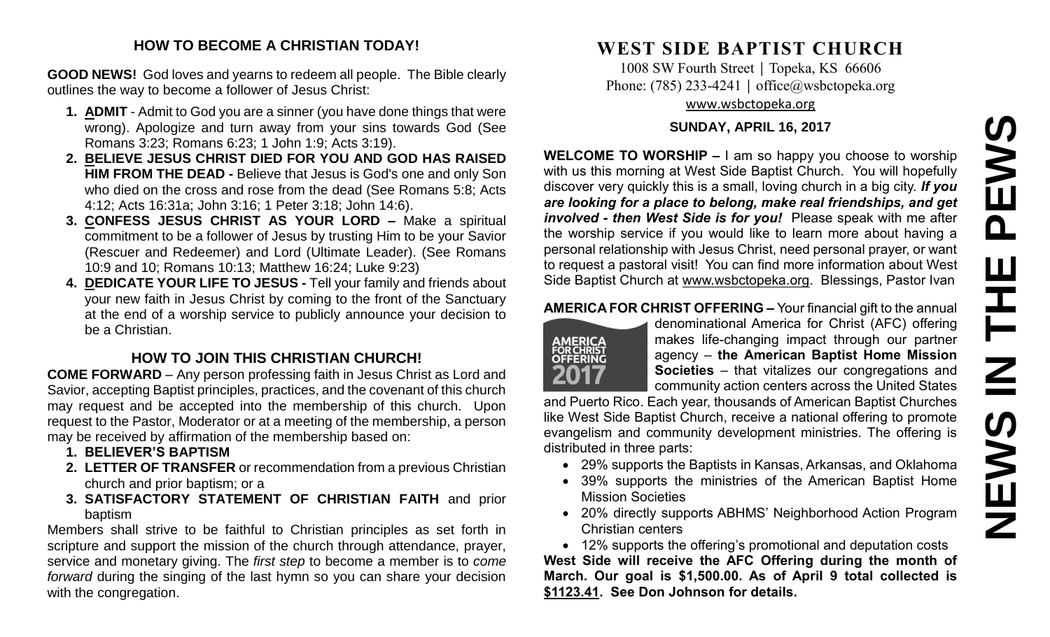## HOW TO BECOME A CHRISTIAN TODAY!

**GOOD NEWS!** God loves and yearns to redeem all people. The Bible clearly outlines the way to become a follower of Jesus Christ:

1. **ADMIT** - Admit to God you are a sinner (you have done things that were wrong). Apologize and turn away from your sins towards God (See Romans 3:23; Romans 6:23; 1 John 1:9; Acts 3:19).
2. **BELIEVE JESUS CHRIST DIED FOR YOU AND GOD HAS RAISED HIM FROM THE DEAD -** Believe that Jesus is God's one and only Son who died on the cross and rose from the dead (See Romans 5:8; Acts 4:12; Acts 16:31a; John 3:16; 1 Peter 3:18; John 14:6).
3. **CONFESS JESUS CHRIST AS YOUR LORD –** Make a spiritual commitment to be a follower of Jesus by trusting Him to be your Savior (Rescuer and Redeemer) and Lord (Ultimate Leader). (See Romans 10:9 and 10; Romans 10:13; Matthew 16:24; Luke 9:23)
4. **DEDICATE YOUR LIFE TO JESUS -** Tell your family and friends about your new faith in Jesus Christ by coming to the front of the Sanctuary at the end of a worship service to publicly announce your decision to be a Christian.

## HOW TO JOIN THIS CHRISTIAN CHURCH!

**COME FORWARD** – Any person professing faith in Jesus Christ as Lord and Savior, accepting Baptist principles, practices, and the covenant of this church may request and be accepted into the membership of this church. Upon request to the Pastor, Moderator or at a meeting of the membership, a person may be received by affirmation of the membership based on:

1. **BELIEVER'S BAPTISM**
2. **LETTER OF TRANSFER** or recommendation from a previous Christian church and prior baptism; or a
3. **SATISFACTORY STATEMENT OF CHRISTIAN FAITH** and prior baptism

Members shall strive to be faithful to Christian principles as set forth in scripture and support the mission of the church through attendance, prayer, service and monetary giving. The *first step* to become a member is to *come forward* during the singing of the last hymn so you can share your decision with the congregation.

# WEST SIDE BAPTIST CHURCH

1008 SW Fourth Street | Topeka, KS 66606
Phone: (785) 233-4241 | office@wsbctopeka.org
www.wsbctopeka.org

**SUNDAY, APRIL 16, 2017**

**WELCOME TO WORSHIP –** I am so happy you choose to worship with us this morning at West Side Baptist Church. You will hopefully discover very quickly this is a small, loving church in a big city. ***If you are looking for a place to belong, make real friendships, and get involved - then West Side is for you!*** Please speak with me after the worship service if you would like to learn more about having a personal relationship with Jesus Christ, need personal prayer, or want to request a pastoral visit! You can find more information about West Side Baptist Church at www.wsbctopeka.org. Blessings, Pastor Ivan

**AMERICA FOR CHRIST OFFERING –** Your financial gift to the annual denominational America for Christ (AFC) offering makes life-changing impact through our partner agency – **the American Baptist Home Mission Societies** – that vitalizes our congregations and community action centers across the United States and Puerto Rico. Each year, thousands of American Baptist Churches like West Side Baptist Church, receive a national offering to promote evangelism and community development ministries. The offering is distributed in three parts:

- 29% supports the Baptists in Kansas, Arkansas, and Oklahoma
- 39% supports the ministries of the American Baptist Home Mission Societies
- 20% directly supports ABHMS' Neighborhood Action Program Christian centers
- 12% supports the offering's promotional and deputation costs

**West Side will receive the AFC Offering during the month of March. Our goal is $1,500.00. As of April 9 total collected is $1123.41. See Don Johnson for details.**

# NEWS IN THE PEWS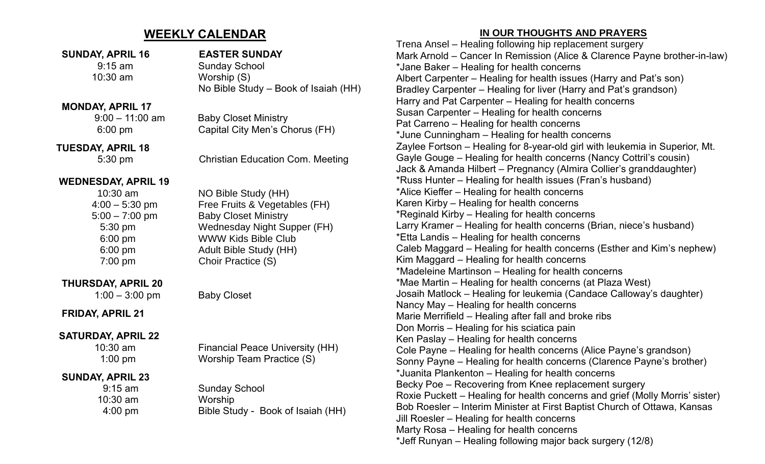## WEEKLY CALENDAR

**SUNDAY, APRIL 16** — **EASTER SUNDAY**

| | |
|---|---|
| 9:15 am | Sunday School |
| 10:30 am | Worship (S) |
| | No Bible Study – Book of Isaiah (HH) |

**MONDAY, APRIL 17**

| | |
|---|---|
| 9:00 – 11:00 am | Baby Closet Ministry |
| 6:00 pm | Capital City Men's Chorus (FH) |

**TUESDAY, APRIL 18**

| | |
|---|---|
| 5:30 pm | Christian Education Com. Meeting |

**WEDNESDAY, APRIL 19**

| | |
|---|---|
| 10:30 am | NO Bible Study (HH) |
| 4:00 – 5:30 pm | Free Fruits & Vegetables (FH) |
| 5:00 – 7:00 pm | Baby Closet Ministry |
| 5:30 pm | Wednesday Night Supper (FH) |
| 6:00 pm | WWW Kids Bible Club |
| 6:00 pm | Adult Bible Study (HH) |
| 7:00 pm | Choir Practice (S) |

**THURSDAY, APRIL 20**

| | |
|---|---|
| 1:00 – 3:00 pm | Baby Closet |

**FRIDAY, APRIL 21**

**SATURDAY, APRIL 22**

| | |
|---|---|
| 10:30 am | Financial Peace University (HH) |
| 1:00 pm | Worship Team Practice (S) |

**SUNDAY, APRIL 23**

| | |
|---|---|
| 9:15 am | Sunday School |
| 10:30 am | Worship |
| 4:00 pm | Bible Study - Book of Isaiah (HH) |

## IN OUR THOUGHTS AND PRAYERS

Trena Ansel – Healing following hip replacement surgery
Mark Arnold – Cancer In Remission (Alice & Clarence Payne brother-in-law)
*Jane Baker – Healing for health concerns
Albert Carpenter – Healing for health issues (Harry and Pat's son)
Bradley Carpenter – Healing for liver (Harry and Pat's grandson)
Harry and Pat Carpenter – Healing for health concerns
Susan Carpenter – Healing for health concerns
Pat Carreno – Healing for health concerns
*June Cunningham – Healing for health concerns
Zaylee Fortson – Healing for 8-year-old girl with leukemia in Superior, Mt.
Gayle Gouge – Healing for health concerns (Nancy Cottril's cousin)
Jack & Amanda Hilbert – Pregnancy (Almira Collier's granddaughter)
*Russ Hunter – Healing for health issues (Fran's husband)
*Alice Kieffer – Healing for health concerns
Karen Kirby – Healing for health concerns
*Reginald Kirby – Healing for health concerns
Larry Kramer – Healing for health concerns (Brian, niece's husband)
*Etta Landis – Healing for health concerns
Caleb Maggard – Healing for health concerns (Esther and Kim's nephew)
Kim Maggard – Healing for health concerns
*Madeleine Martinson – Healing for health concerns
*Mae Martin – Healing for health concerns (at Plaza West)
Josaih Matlock – Healing for leukemia (Candace Calloway's daughter)
Nancy May – Healing for health concerns
Marie Merrifield – Healing after fall and broke ribs
Don Morris – Healing for his sciatica pain
Ken Paslay – Healing for health concerns
Cole Payne – Healing for health concerns (Alice Payne's grandson)
Sonny Payne – Healing for health concerns (Clarence Payne's brother)
*Juanita Plankenton – Healing for health concerns
Becky Poe – Recovering from Knee replacement surgery
Roxie Puckett – Healing for health concerns and grief (Molly Morris' sister)
Bob Roesler – Interim Minister at First Baptist Church of Ottawa, Kansas
Jill Roesler – Healing for health concerns
Marty Rosa – Healing for health concerns
*Jeff Runyan – Healing following major back surgery (12/8)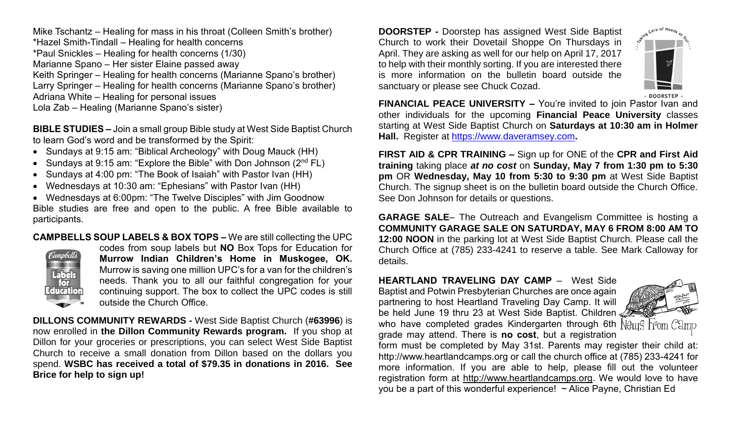Mike Tschantz – Healing for mass in his throat (Colleen Smith's brother)
*Hazel Smith-Tindall – Healing for health concerns
*Paul Snickles – Healing for health concerns (1/30)
Marianne Spano – Her sister Elaine passed away
Keith Springer – Healing for health concerns (Marianne Spano's brother)
Larry Springer – Healing for health concerns (Marianne Spano's brother)
Adriana White – Healing for personal issues
Lola Zab – Healing (Marianne Spano's sister)

**BIBLE STUDIES –** Join a small group Bible study at West Side Baptist Church to learn God's word and be transformed by the Spirit:

- Sundays at 9:15 am: "Biblical Archeology" with Doug Mauck (HH)
- Sundays at 9:15 am: "Explore the Bible" with Don Johnson (2nd FL)
- Sundays at 4:00 pm: "The Book of Isaiah" with Pastor Ivan (HH)
- Wednesdays at 10:30 am: "Ephesians" with Pastor Ivan (HH)
- Wednesdays at 6:00pm: "The Twelve Disciples" with Jim Goodnow

Bible studies are free and open to the public. A free Bible available to participants.

**CAMPBELLS SOUP LABELS & BOX TOPS –** We are still collecting the UPC codes from soup labels but **NO** Box Tops for Education for **Murrow Indian Children's Home in Muskogee, OK.** Murrow is saving one million UPC's for a van for the children's needs. Thank you to all our faithful congregation for your continuing support. The box to collect the UPC codes is still outside the Church Office.

**DILLONS COMMUNITY REWARDS -** West Side Baptist Church (**#63996**) is now enrolled in **the Dillon Community Rewards program.** If you shop at Dillon for your groceries or prescriptions, you can select West Side Baptist Church to receive a small donation from Dillon based on the dollars you spend. **WSBC has received a total of $79.35 in donations in 2016. See Brice for help to sign up!**

**DOORSTEP -** Doorstep has assigned West Side Baptist Church to work their Dovetail Shoppe On Thursdays in April. They are asking as well for our help on April 17, 2017 to help with their monthly sorting. If you are interested there is more information on the bulletin board outside the sanctuary or please see Chuck Cozad.

**FINANCIAL PEACE UNIVERSITY –** You're invited to join Pastor Ivan and other individuals for the upcoming **Financial Peace University** classes starting at West Side Baptist Church on **Saturdays at 10:30 am in Holmer Hall.** Register at https://www.daveramsey.com**.**

**FIRST AID & CPR TRAINING –** Sign up for ONE of the **CPR and First Aid training** taking place ***at no cost*** on **Sunday, May 7 from 1:30 pm to 5:30 pm** OR **Wednesday, May 10 from 5:30 to 9:30 pm** at West Side Baptist Church. The signup sheet is on the bulletin board outside the Church Office. See Don Johnson for details or questions.

**GARAGE SALE**– The Outreach and Evangelism Committee is hosting a **COMMUNITY GARAGE SALE ON SATURDAY, MAY 6 FROM 8:00 AM TO 12:00 NOON** in the parking lot at West Side Baptist Church. Please call the Church Office at (785) 233-4241 to reserve a table. See Mark Calloway for details.

**HEARTLAND TRAVELING DAY CAMP** – West Side Baptist and Potwin Presbyterian Churches are once again partnering to host Heartland Traveling Day Camp. It will be held June 19 thru 23 at West Side Baptist. Children who have completed grades Kindergarten through 6th grade may attend. There is **no cost**, but a registration form must be completed by May 31st. Parents may register their child at: http://www.heartlandcamps.org or call the church office at (785) 233-4241 for more information. If you are able to help, please fill out the volunteer registration form at http://www.heartlandcamps.org. We would love to have you be a part of this wonderful experience! ~ Alice Payne, Christian Ed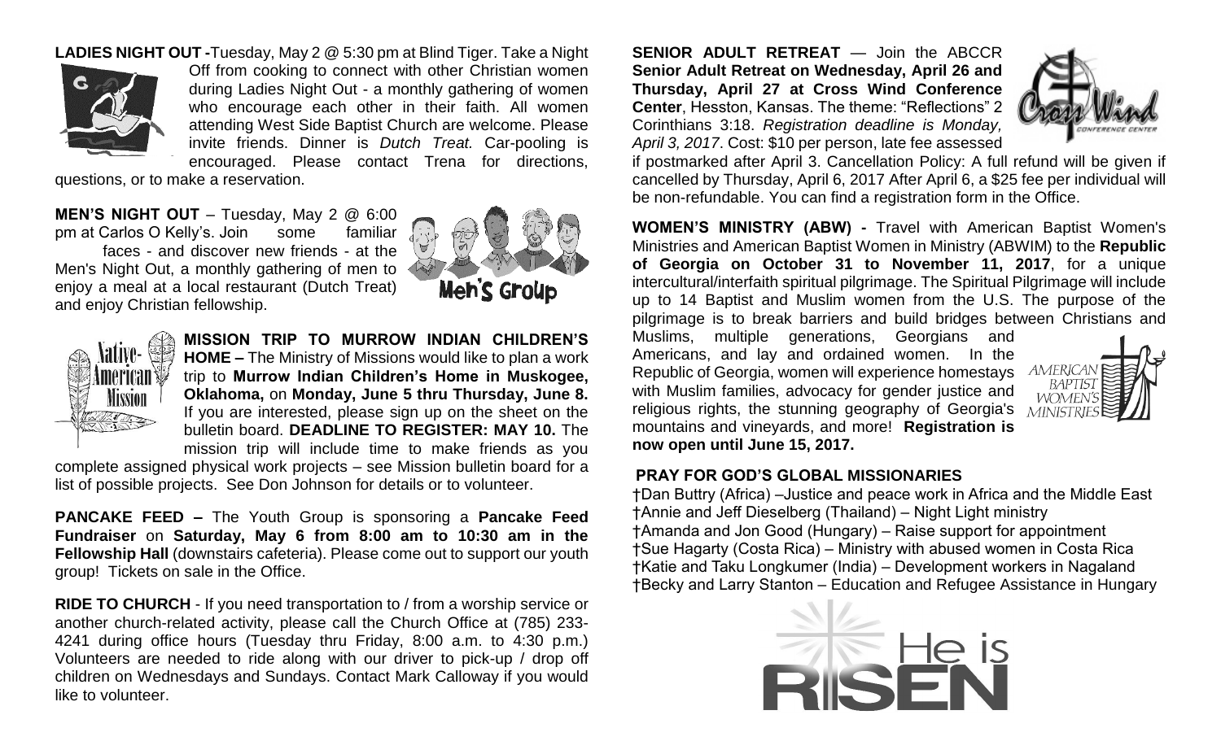**LADIES NIGHT OUT -**Tuesday, May 2 @ 5:30 pm at Blind Tiger. Take a Night Off from cooking to connect with other Christian women during Ladies Night Out - a monthly gathering of women who encourage each other in their faith. All women attending West Side Baptist Church are welcome. Please invite friends. Dinner is *Dutch Treat.* Car-pooling is encouraged. Please contact Trena for directions, questions, or to make a reservation.

**MEN'S NIGHT OUT** – Tuesday, May 2 @ 6:00 pm at Carlos O Kelly's. Join some familiar faces - and discover new friends - at the Men's Night Out, a monthly gathering of men to enjoy a meal at a local restaurant (Dutch Treat) and enjoy Christian fellowship.

**MISSION TRIP TO MURROW INDIAN CHILDREN'S HOME –** The Ministry of Missions would like to plan a work trip to **Murrow Indian Children's Home in Muskogee, Oklahoma,** on **Monday, June 5 thru Thursday, June 8.** If you are interested, please sign up on the sheet on the bulletin board. **DEADLINE TO REGISTER: MAY 10.** The mission trip will include time to make friends as you complete assigned physical work projects – see Mission bulletin board for a list of possible projects. See Don Johnson for details or to volunteer.

**PANCAKE FEED –** The Youth Group is sponsoring a **Pancake Feed Fundraiser** on **Saturday, May 6 from 8:00 am to 10:30 am in the Fellowship Hall** (downstairs cafeteria). Please come out to support our youth group! Tickets on sale in the Office.

**RIDE TO CHURCH** - If you need transportation to / from a worship service or another church-related activity, please call the Church Office at (785) 233-4241 during office hours (Tuesday thru Friday, 8:00 a.m. to 4:30 p.m.) Volunteers are needed to ride along with our driver to pick-up / drop off children on Wednesdays and Sundays. Contact Mark Calloway if you would like to volunteer.

**SENIOR ADULT RETREAT** — Join the ABCCR **Senior Adult Retreat on Wednesday, April 26 and Thursday, April 27 at Cross Wind Conference Center**, Hesston, Kansas. The theme: "Reflections" 2 Corinthians 3:18. *Registration deadline is Monday, April 3, 2017*. Cost: $10 per person, late fee assessed if postmarked after April 3. Cancellation Policy: A full refund will be given if cancelled by Thursday, April 6, 2017 After April 6, a $25 fee per individual will be non-refundable. You can find a registration form in the Office.

**WOMEN'S MINISTRY (ABW) -** Travel with American Baptist Women's Ministries and American Baptist Women in Ministry (ABWIM) to the **Republic of Georgia on October 31 to November 11, 2017**, for a unique intercultural/interfaith spiritual pilgrimage. The Spiritual Pilgrimage will include up to 14 Baptist and Muslim women from the U.S. The purpose of the pilgrimage is to break barriers and build bridges between Christians and Muslims, multiple generations, Georgians and Americans, and lay and ordained women. In the Republic of Georgia, women will experience homestays with Muslim families, advocacy for gender justice and religious rights, the stunning geography of Georgia's mountains and vineyards, and more! **Registration is now open until June 15, 2017.**

**PRAY FOR GOD'S GLOBAL MISSIONARIES**

†Dan Buttry (Africa) –Justice and peace work in Africa and the Middle East
†Annie and Jeff Dieselberg (Thailand) – Night Light ministry
†Amanda and Jon Good (Hungary) – Raise support for appointment
†Sue Hagarty (Costa Rica) – Ministry with abused women in Costa Rica
†Katie and Taku Longkumer (India) – Development workers in Nagaland
†Becky and Larry Stanton – Education and Refugee Assistance in Hungary

He is RISEN